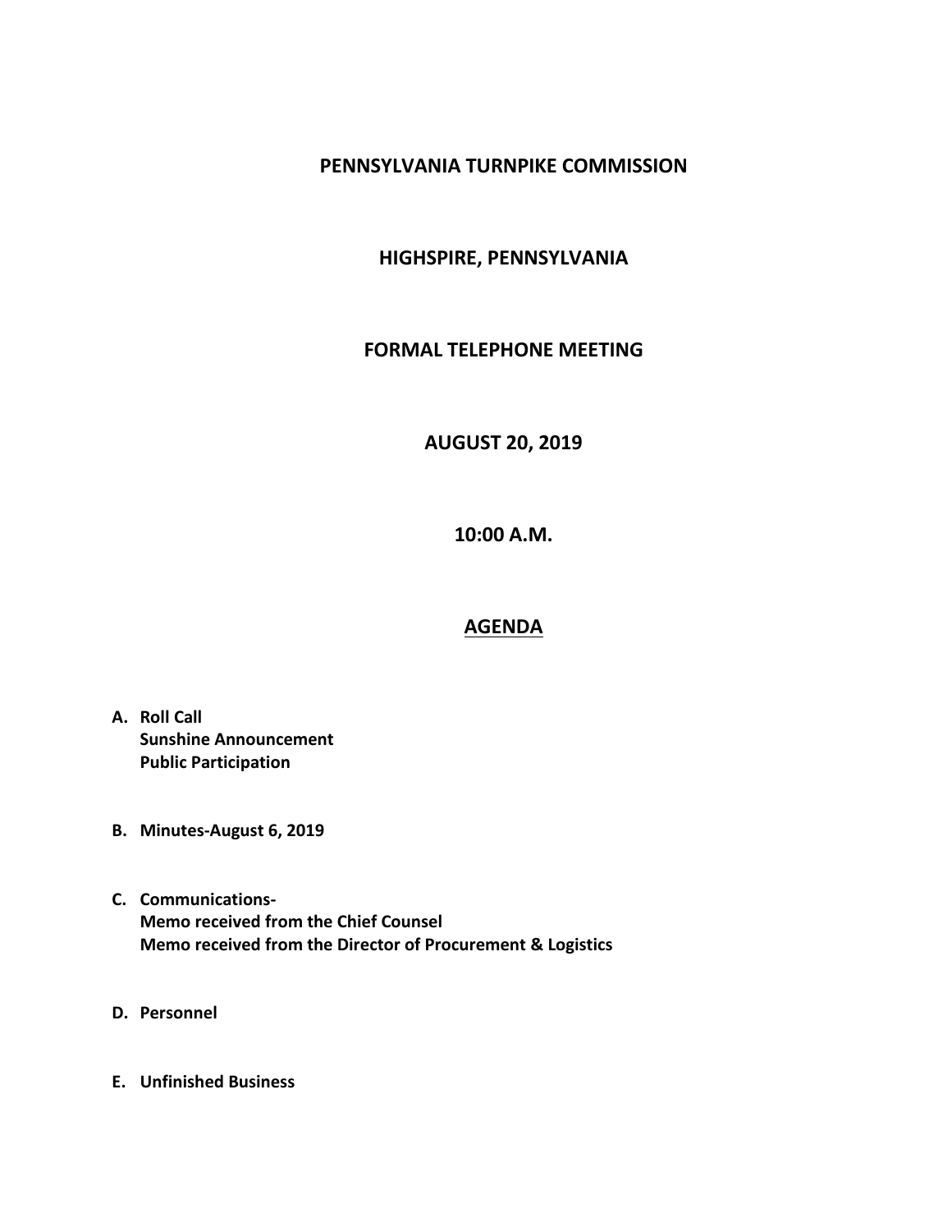# PENNSYLVANIA TURNPIKE COMMISSION

## HIGHSPIRE, PENNSYLVANIA

## FORMAL TELEPHONE MEETING

## AUGUST 20, 2019

## 10:00 A.M.

## AGENDA

**A. Roll Call**
**Sunshine Announcement**
**Public Participation**

**B. Minutes-August 6, 2019**

**C. Communications-**
**Memo received from the Chief Counsel**
**Memo received from the Director of Procurement & Logistics**

**D. Personnel**

**E. Unfinished Business**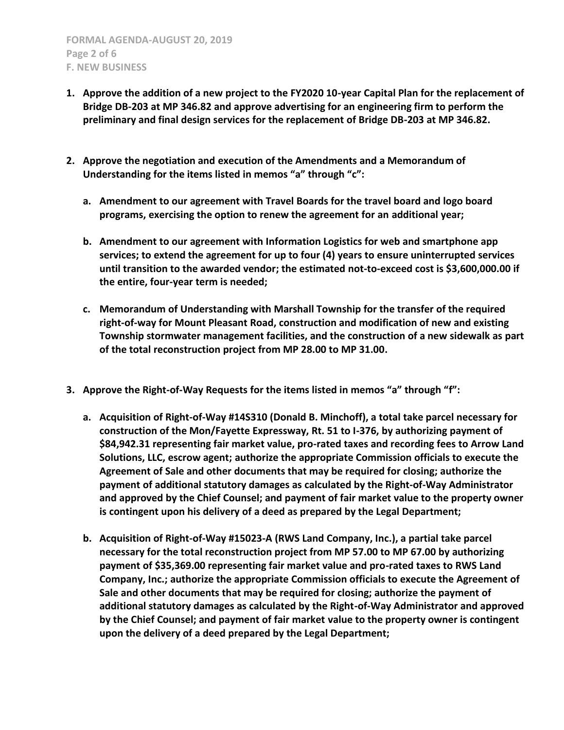**F. NEW BUSINESS**

1. **Approve the addition of a new project to the FY2020 10-year Capital Plan for the replacement of Bridge DB-203 at MP 346.82 and approve advertising for an engineering firm to perform the preliminary and final design services for the replacement of Bridge DB-203 at MP 346.82.**

2. **Approve the negotiation and execution of the Amendments and a Memorandum of Understanding for the items listed in memos "a" through "c":**

   a. **Amendment to our agreement with Travel Boards for the travel board and logo board programs, exercising the option to renew the agreement for an additional year;**

   b. **Amendment to our agreement with Information Logistics for web and smartphone app services; to extend the agreement for up to four (4) years to ensure uninterrupted services until transition to the awarded vendor; the estimated not-to-exceed cost is $3,600,000.00 if the entire, four-year term is needed;**

   c. **Memorandum of Understanding with Marshall Township for the transfer of the required right-of-way for Mount Pleasant Road, construction and modification of new and existing Township stormwater management facilities, and the construction of a new sidewalk as part of the total reconstruction project from MP 28.00 to MP 31.00.**

3. **Approve the Right-of-Way Requests for the items listed in memos "a" through "f":**

   a. **Acquisition of Right-of-Way #14S310 (Donald B. Minchoff), a total take parcel necessary for construction of the Mon/Fayette Expressway, Rt. 51 to I-376, by authorizing payment of $84,942.31 representing fair market value, pro-rated taxes and recording fees to Arrow Land Solutions, LLC, escrow agent; authorize the appropriate Commission officials to execute the Agreement of Sale and other documents that may be required for closing; authorize the payment of additional statutory damages as calculated by the Right-of-Way Administrator and approved by the Chief Counsel; and payment of fair market value to the property owner is contingent upon his delivery of a deed as prepared by the Legal Department;**

   b. **Acquisition of Right-of-Way #15023-A (RWS Land Company, Inc.), a partial take parcel necessary for the total reconstruction project from MP 57.00 to MP 67.00 by authorizing payment of $35,369.00 representing fair market value and pro-rated taxes to RWS Land Company, Inc.; authorize the appropriate Commission officials to execute the Agreement of Sale and other documents that may be required for closing; authorize the payment of additional statutory damages as calculated by the Right-of-Way Administrator and approved by the Chief Counsel; and payment of fair market value to the property owner is contingent upon the delivery of a deed prepared by the Legal Department;**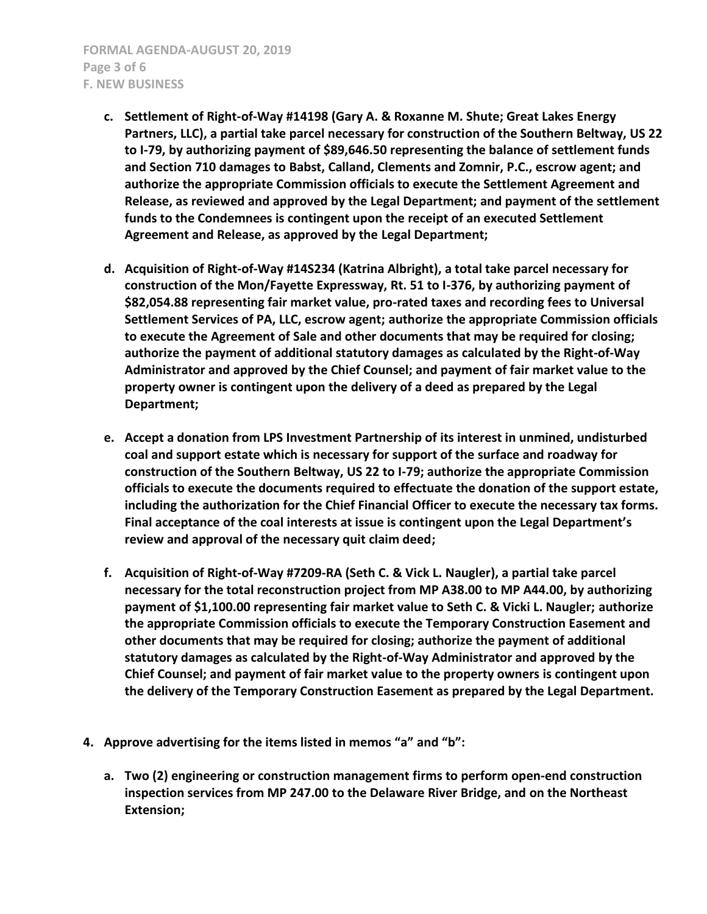c. **Settlement of Right-of-Way #14198 (Gary A. & Roxanne M. Shute; Great Lakes Energy Partners, LLC), a partial take parcel necessary for construction of the Southern Beltway, US 22 to I-79, by authorizing payment of $89,646.50 representing the balance of settlement funds and Section 710 damages to Babst, Calland, Clements and Zomnir, P.C., escrow agent; and authorize the appropriate Commission officials to execute the Settlement Agreement and Release, as reviewed and approved by the Legal Department; and payment of the settlement funds to the Condemnees is contingent upon the receipt of an executed Settlement Agreement and Release, as approved by the Legal Department;**

d. **Acquisition of Right-of-Way #14S234 (Katrina Albright), a total take parcel necessary for construction of the Mon/Fayette Expressway, Rt. 51 to I-376, by authorizing payment of $82,054.88 representing fair market value, pro-rated taxes and recording fees to Universal Settlement Services of PA, LLC, escrow agent; authorize the appropriate Commission officials to execute the Agreement of Sale and other documents that may be required for closing; authorize the payment of additional statutory damages as calculated by the Right-of-Way Administrator and approved by the Chief Counsel; and payment of fair market value to the property owner is contingent upon the delivery of a deed as prepared by the Legal Department;**

e. **Accept a donation from LPS Investment Partnership of its interest in unmined, undisturbed coal and support estate which is necessary for support of the surface and roadway for construction of the Southern Beltway, US 22 to I-79; authorize the appropriate Commission officials to execute the documents required to effectuate the donation of the support estate, including the authorization for the Chief Financial Officer to execute the necessary tax forms. Final acceptance of the coal interests at issue is contingent upon the Legal Department's review and approval of the necessary quit claim deed;**

f. **Acquisition of Right-of-Way #7209-RA (Seth C. & Vick L. Naugler), a partial take parcel necessary for the total reconstruction project from MP A38.00 to MP A44.00, by authorizing payment of $1,100.00 representing fair market value to Seth C. & Vicki L. Naugler; authorize the appropriate Commission officials to execute the Temporary Construction Easement and other documents that may be required for closing; authorize the payment of additional statutory damages as calculated by the Right-of-Way Administrator and approved by the Chief Counsel; and payment of fair market value to the property owners is contingent upon the delivery of the Temporary Construction Easement as prepared by the Legal Department.**

4. **Approve advertising for the items listed in memos "a" and "b":**

   a. **Two (2) engineering or construction management firms to perform open-end construction inspection services from MP 247.00 to the Delaware River Bridge, and on the Northeast Extension;**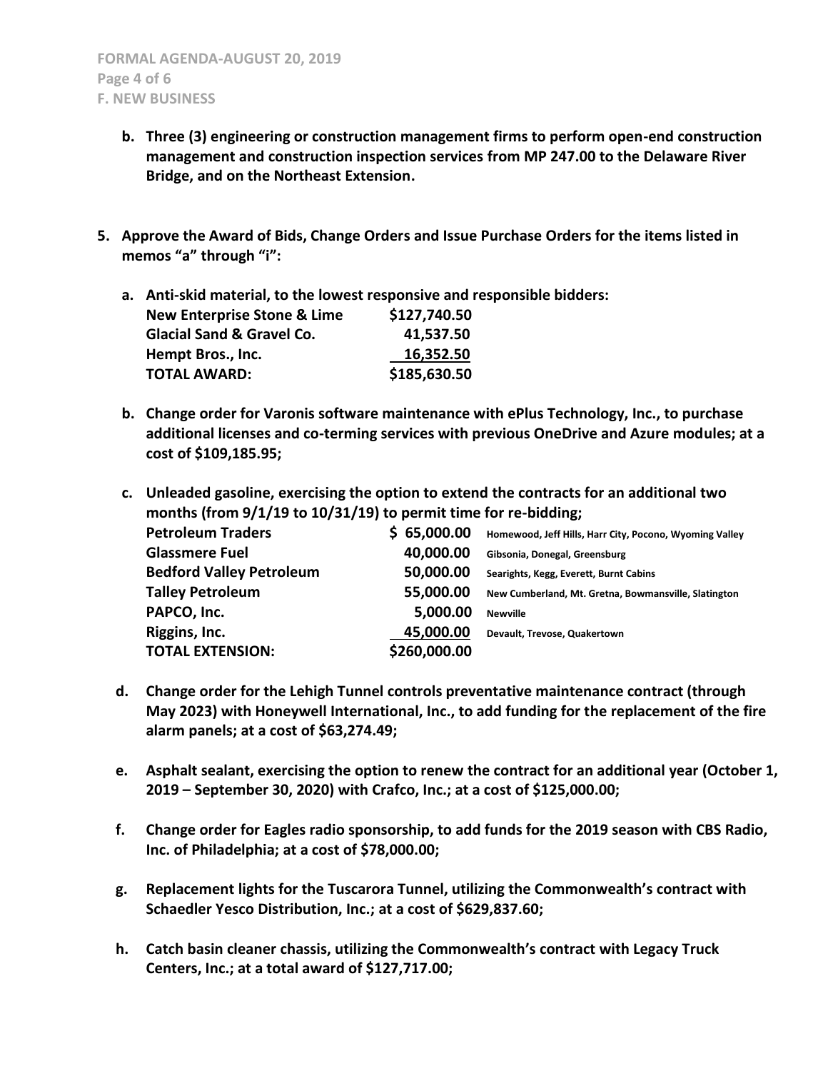- **b. Three (3) engineering or construction management firms to perform open-end construction management and construction inspection services from MP 247.00 to the Delaware River Bridge, and on the Northeast Extension.**

**5. Approve the Award of Bids, Change Orders and Issue Purchase Orders for the items listed in memos "a" through "i":**

- **a. Anti-skid material, to the lowest responsive and responsible bidders:**

| | |
|---|---|
| **New Enterprise Stone & Lime** | **$127,740.50** |
| **Glacial Sand & Gravel Co.** | **41,537.50** |
| **Hempt Bros., Inc.** | **16,352.50** |
| **TOTAL AWARD:** | **$185,630.50** |

- **b. Change order for Varonis software maintenance with ePlus Technology, Inc., to purchase additional licenses and co-terming services with previous OneDrive and Azure modules; at a cost of $109,185.95;**

- **c. Unleaded gasoline, exercising the option to extend the contracts for an additional two months (from 9/1/19 to 10/31/19) to permit time for re-bidding;**

| | | |
|---|---|---|
| **Petroleum Traders** | **$ 65,000.00** | **Homewood, Jeff Hills, Harr City, Pocono, Wyoming Valley** |
| **Glassmere Fuel** | **40,000.00** | **Gibsonia, Donegal, Greensburg** |
| **Bedford Valley Petroleum** | **50,000.00** | **Searights, Kegg, Everett, Burnt Cabins** |
| **Talley Petroleum** | **55,000.00** | **New Cumberland, Mt. Gretna, Bowmansville, Slatington** |
| **PAPCO, Inc.** | **5,000.00** | **Newville** |
| **Riggins, Inc.** | **45,000.00** | **Devault, Trevose, Quakertown** |
| **TOTAL EXTENSION:** | **$260,000.00** | |

- **d. Change order for the Lehigh Tunnel controls preventative maintenance contract (through May 2023) with Honeywell International, Inc., to add funding for the replacement of the fire alarm panels; at a cost of $63,274.49;**

- **e. Asphalt sealant, exercising the option to renew the contract for an additional year (October 1, 2019 – September 30, 2020) with Crafco, Inc.; at a cost of $125,000.00;**

- **f. Change order for Eagles radio sponsorship, to add funds for the 2019 season with CBS Radio, Inc. of Philadelphia; at a cost of $78,000.00;**

- **g. Replacement lights for the Tuscarora Tunnel, utilizing the Commonwealth's contract with Schaedler Yesco Distribution, Inc.; at a cost of $629,837.60;**

- **h. Catch basin cleaner chassis, utilizing the Commonwealth's contract with Legacy Truck Centers, Inc.; at a total award of $127,717.00;**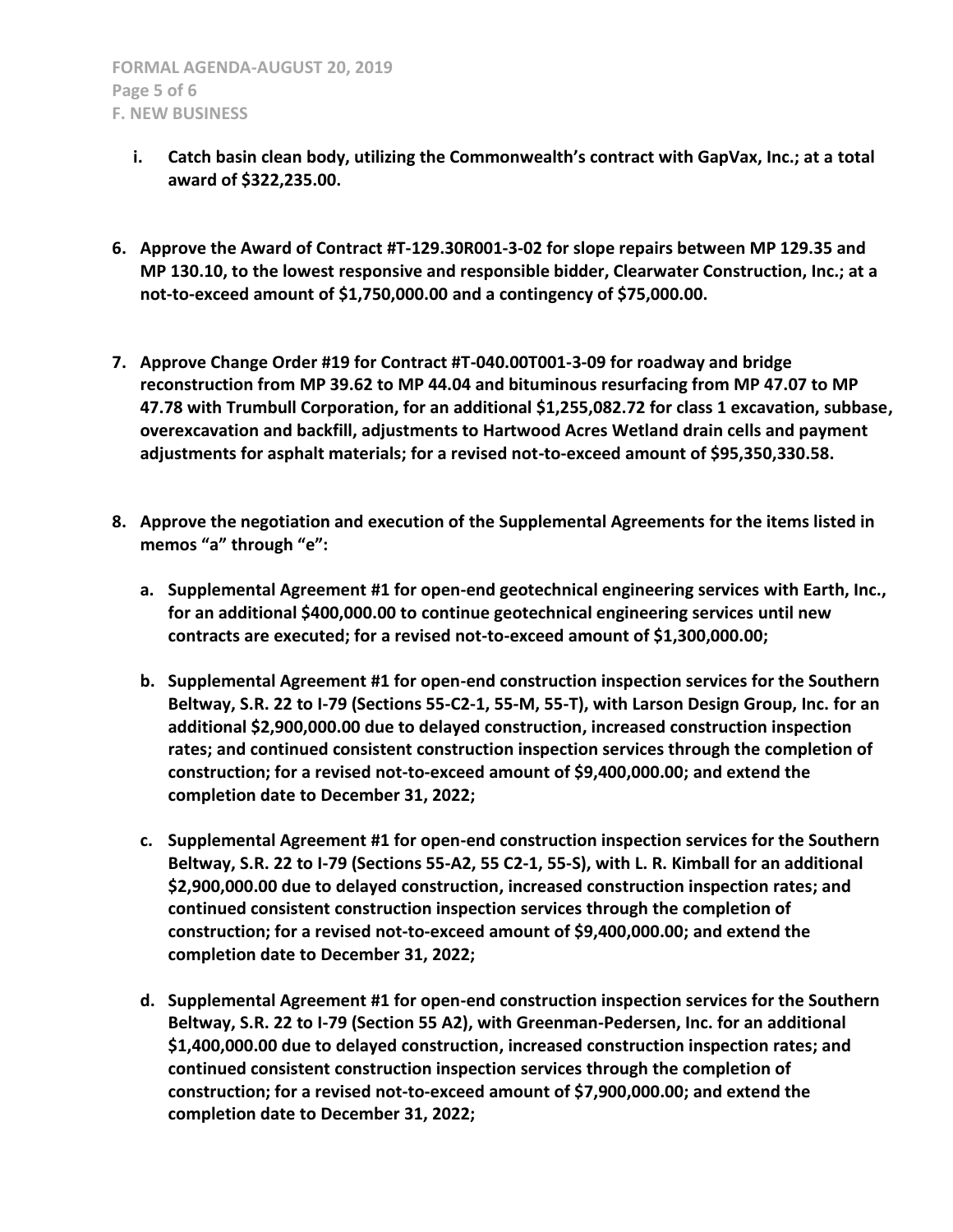**i. Catch basin clean body, utilizing the Commonwealth's contract with GapVax, Inc.; at a total award of $322,235.00.**

**6. Approve the Award of Contract #T-129.30R001-3-02 for slope repairs between MP 129.35 and MP 130.10, to the lowest responsive and responsible bidder, Clearwater Construction, Inc.; at a not-to-exceed amount of $1,750,000.00 and a contingency of $75,000.00.**

**7. Approve Change Order #19 for Contract #T-040.00T001-3-09 for roadway and bridge reconstruction from MP 39.62 to MP 44.04 and bituminous resurfacing from MP 47.07 to MP 47.78 with Trumbull Corporation, for an additional $1,255,082.72 for class 1 excavation, subbase, overexcavation and backfill, adjustments to Hartwood Acres Wetland drain cells and payment adjustments for asphalt materials; for a revised not-to-exceed amount of $95,350,330.58.**

**8. Approve the negotiation and execution of the Supplemental Agreements for the items listed in memos "a" through "e":**

**a. Supplemental Agreement #1 for open-end geotechnical engineering services with Earth, Inc., for an additional $400,000.00 to continue geotechnical engineering services until new contracts are executed; for a revised not-to-exceed amount of $1,300,000.00;**

**b. Supplemental Agreement #1 for open-end construction inspection services for the Southern Beltway, S.R. 22 to I-79 (Sections 55-C2-1, 55-M, 55-T), with Larson Design Group, Inc. for an additional $2,900,000.00 due to delayed construction, increased construction inspection rates; and continued consistent construction inspection services through the completion of construction; for a revised not-to-exceed amount of $9,400,000.00; and extend the completion date to December 31, 2022;**

**c. Supplemental Agreement #1 for open-end construction inspection services for the Southern Beltway, S.R. 22 to I-79 (Sections 55-A2, 55 C2-1, 55-S), with L. R. Kimball for an additional $2,900,000.00 due to delayed construction, increased construction inspection rates; and continued consistent construction inspection services through the completion of construction; for a revised not-to-exceed amount of $9,400,000.00; and extend the completion date to December 31, 2022;**

**d. Supplemental Agreement #1 for open-end construction inspection services for the Southern Beltway, S.R. 22 to I-79 (Section 55 A2), with Greenman-Pedersen, Inc. for an additional $1,400,000.00 due to delayed construction, increased construction inspection rates; and continued consistent construction inspection services through the completion of construction; for a revised not-to-exceed amount of $7,900,000.00; and extend the completion date to December 31, 2022;**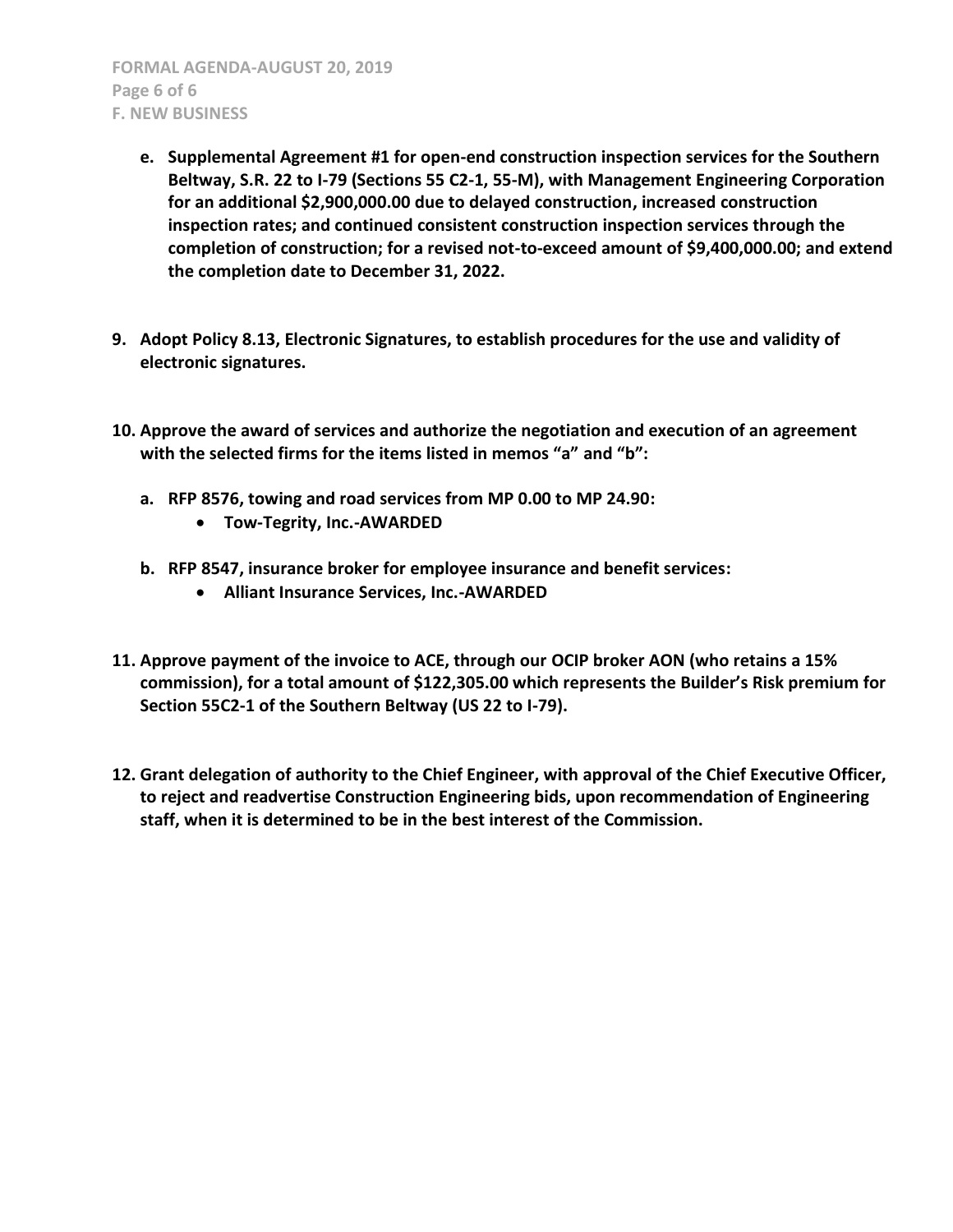**e. Supplemental Agreement #1 for open-end construction inspection services for the Southern Beltway, S.R. 22 to I-79 (Sections 55 C2-1, 55-M), with Management Engineering Corporation for an additional $2,900,000.00 due to delayed construction, increased construction inspection rates; and continued consistent construction inspection services through the completion of construction; for a revised not-to-exceed amount of $9,400,000.00; and extend the completion date to December 31, 2022.**

**9. Adopt Policy 8.13, Electronic Signatures, to establish procedures for the use and validity of electronic signatures.**

**10. Approve the award of services and authorize the negotiation and execution of an agreement with the selected firms for the items listed in memos "a" and "b":**

**a. RFP 8576, towing and road services from MP 0.00 to MP 24.90:**

- **Tow-Tegrity, Inc.-AWARDED**

**b. RFP 8547, insurance broker for employee insurance and benefit services:**

- **Alliant Insurance Services, Inc.-AWARDED**

**11. Approve payment of the invoice to ACE, through our OCIP broker AON (who retains a 15% commission), for a total amount of $122,305.00 which represents the Builder's Risk premium for Section 55C2-1 of the Southern Beltway (US 22 to I-79).**

**12. Grant delegation of authority to the Chief Engineer, with approval of the Chief Executive Officer, to reject and readvertise Construction Engineering bids, upon recommendation of Engineering staff, when it is determined to be in the best interest of the Commission.**